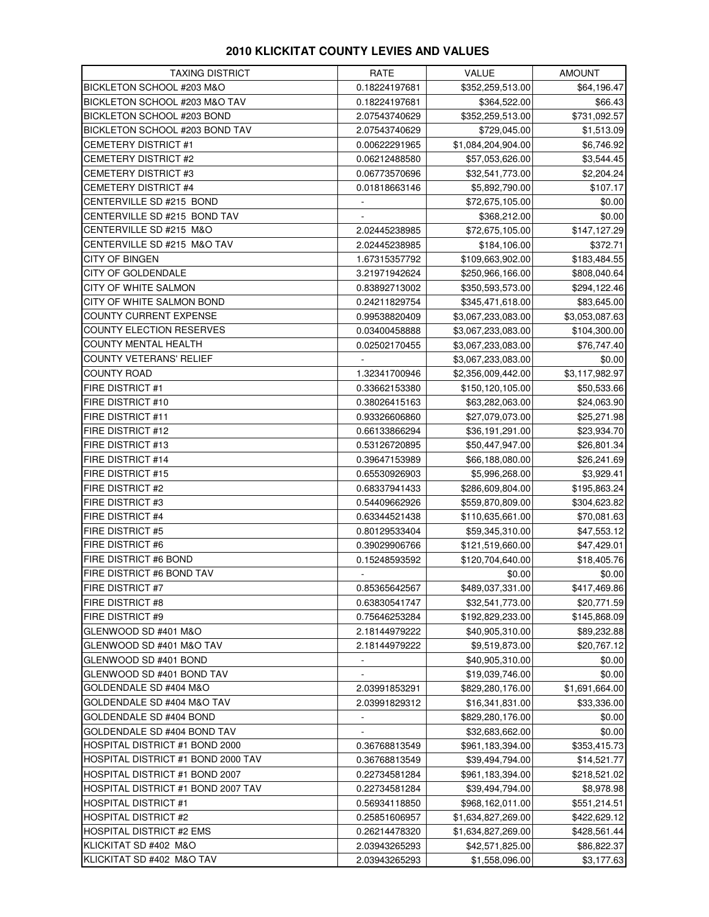# 2010 KLICKITAT COUNTY LEVIES AND VALUES

| TAXING DISTRICT | RATE | VALUE | AMOUNT |
|---|---|---|---|
| BICKLETON SCHOOL #203 M&O | 0.18224197681 | $352,259,513.00 | $64,196.47 |
| BICKLETON SCHOOL #203 M&O TAV | 0.18224197681 | $364,522.00 | $66.43 |
| BICKLETON SCHOOL #203 BOND | 2.07543740629 | $352,259,513.00 | $731,092.57 |
| BICKLETON SCHOOL #203 BOND TAV | 2.07543740629 | $729,045.00 | $1,513.09 |
| CEMETERY DISTRICT #1 | 0.00622291965 | $1,084,204,904.00 | $6,746.92 |
| CEMETERY DISTRICT #2 | 0.06212488580 | $57,053,626.00 | $3,544.45 |
| CEMETERY DISTRICT #3 | 0.06773570696 | $32,541,773.00 | $2,204.24 |
| CEMETERY DISTRICT #4 | 0.01818663146 | $5,892,790.00 | $107.17 |
| CENTERVILLE SD #215 BOND | - | $72,675,105.00 | $0.00 |
| CENTERVILLE SD #215 BOND TAV | - | $368,212.00 | $0.00 |
| CENTERVILLE SD #215 M&O | 2.02445238985 | $72,675,105.00 | $147,127.29 |
| CENTERVILLE SD #215 M&O TAV | 2.02445238985 | $184,106.00 | $372.71 |
| CITY OF BINGEN | 1.67315357792 | $109,663,902.00 | $183,484.55 |
| CITY OF GOLDENDALE | 3.21971942624 | $250,966,166.00 | $808,040.64 |
| CITY OF WHITE SALMON | 0.83892713002 | $350,593,573.00 | $294,122.46 |
| CITY OF WHITE SALMON BOND | 0.24211829754 | $345,471,618.00 | $83,645.00 |
| COUNTY CURRENT EXPENSE | 0.99538820409 | $3,067,233,083.00 | $3,053,087.63 |
| COUNTY ELECTION RESERVES | 0.03400458888 | $3,067,233,083.00 | $104,300.00 |
| COUNTY MENTAL HEALTH | 0.02502170455 | $3,067,233,083.00 | $76,747.40 |
| COUNTY VETERANS' RELIEF | - | $3,067,233,083.00 | $0.00 |
| COUNTY ROAD | 1.32341700946 | $2,356,009,442.00 | $3,117,982.97 |
| FIRE DISTRICT #1 | 0.33662153380 | $150,120,105.00 | $50,533.66 |
| FIRE DISTRICT #10 | 0.38026415163 | $63,282,063.00 | $24,063.90 |
| FIRE DISTRICT #11 | 0.93326606860 | $27,079,073.00 | $25,271.98 |
| FIRE DISTRICT #12 | 0.66133866294 | $36,191,291.00 | $23,934.70 |
| FIRE DISTRICT #13 | 0.53126720895 | $50,447,947.00 | $26,801.34 |
| FIRE DISTRICT #14 | 0.39647153989 | $66,188,080.00 | $26,241.69 |
| FIRE DISTRICT #15 | 0.65530926903 | $5,996,268.00 | $3,929.41 |
| FIRE DISTRICT #2 | 0.68337941433 | $286,609,804.00 | $195,863.24 |
| FIRE DISTRICT #3 | 0.54409662926 | $559,870,809.00 | $304,623.82 |
| FIRE DISTRICT #4 | 0.63344521438 | $110,635,661.00 | $70,081.63 |
| FIRE DISTRICT #5 | 0.80129533404 | $59,345,310.00 | $47,553.12 |
| FIRE DISTRICT #6 | 0.39029906766 | $121,519,660.00 | $47,429.01 |
| FIRE DISTRICT #6 BOND | 0.15248593592 | $120,704,640.00 | $18,405.76 |
| FIRE DISTRICT #6 BOND TAV | - | $0.00 | $0.00 |
| FIRE DISTRICT #7 | 0.85365642567 | $489,037,331.00 | $417,469.86 |
| FIRE DISTRICT #8 | 0.63830541747 | $32,541,773.00 | $20,771.59 |
| FIRE DISTRICT #9 | 0.75646253284 | $192,829,233.00 | $145,868.09 |
| GLENWOOD SD #401 M&O | 2.18144979222 | $40,905,310.00 | $89,232.88 |
| GLENWOOD SD #401 M&O TAV | 2.18144979222 | $9,519,873.00 | $20,767.12 |
| GLENWOOD SD #401 BOND | - | $40,905,310.00 | $0.00 |
| GLENWOOD SD #401 BOND TAV | - | $19,039,746.00 | $0.00 |
| GOLDENDALE SD #404 M&O | 2.03991853291 | $829,280,176.00 | $1,691,664.00 |
| GOLDENDALE SD #404 M&O TAV | 2.03991829312 | $16,341,831.00 | $33,336.00 |
| GOLDENDALE SD #404 BOND | - | $829,280,176.00 | $0.00 |
| GOLDENDALE SD #404 BOND TAV | - | $32,683,662.00 | $0.00 |
| HOSPITAL DISTRICT #1 BOND 2000 | 0.36768813549 | $961,183,394.00 | $353,415.73 |
| HOSPITAL DISTRICT #1 BOND 2000 TAV | 0.36768813549 | $39,494,794.00 | $14,521.77 |
| HOSPITAL DISTRICT #1 BOND 2007 | 0.22734581284 | $961,183,394.00 | $218,521.02 |
| HOSPITAL DISTRICT #1 BOND 2007 TAV | 0.22734581284 | $39,494,794.00 | $8,978.98 |
| HOSPITAL DISTRICT #1 | 0.56934118850 | $968,162,011.00 | $551,214.51 |
| HOSPITAL DISTRICT #2 | 0.25851606957 | $1,634,827,269.00 | $422,629.12 |
| HOSPITAL DISTRICT #2 EMS | 0.26214478320 | $1,634,827,269.00 | $428,561.44 |
| KLICKITAT SD #402 M&O | 2.03943265293 | $42,571,825.00 | $86,822.37 |
| KLICKITAT SD #402 M&O TAV | 2.03943265293 | $1,558,096.00 | $3,177.63 |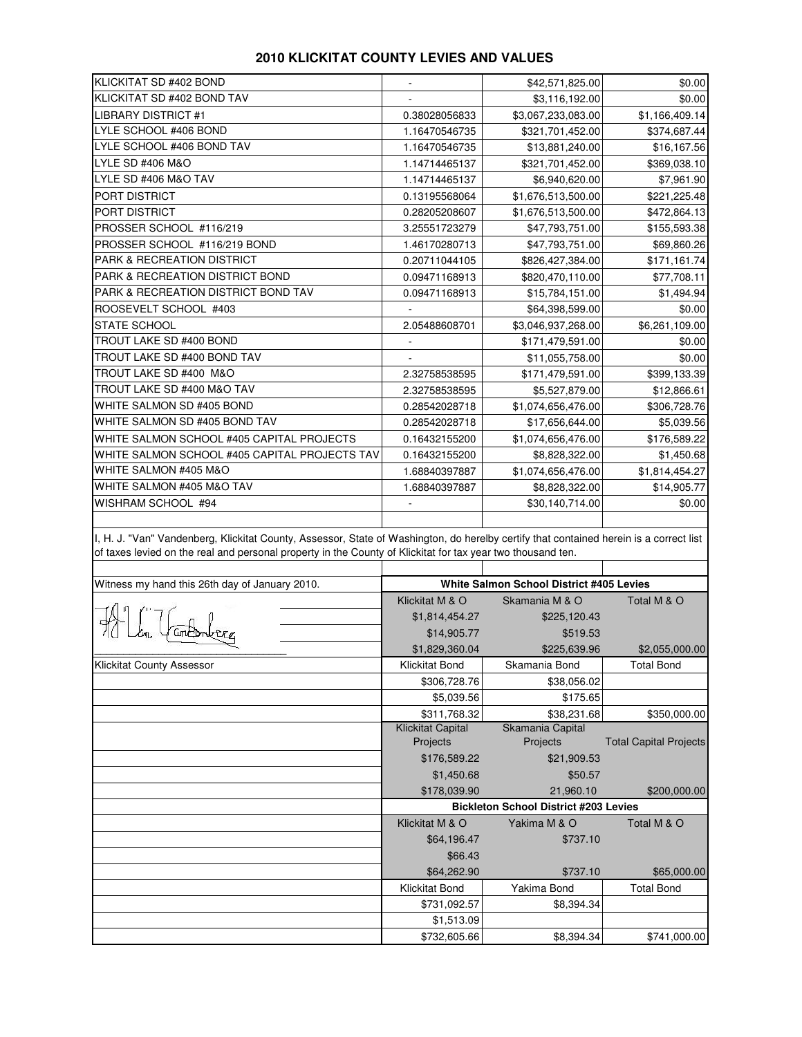# 2010 KLICKITAT COUNTY LEVIES AND VALUES

| | | | |
|---|---|---|---|
| KLICKITAT SD #402 BOND | - | $42,571,825.00 | $0.00 |
| KLICKITAT SD #402 BOND TAV | - | $3,116,192.00 | $0.00 |
| LIBRARY DISTRICT #1 | 0.38028056833 | $3,067,233,083.00 | $1,166,409.14 |
| LYLE SCHOOL #406 BOND | 1.16470546735 | $321,701,452.00 | $374,687.44 |
| LYLE SCHOOL #406 BOND TAV | 1.16470546735 | $13,881,240.00 | $16,167.56 |
| LYLE SD #406 M&O | 1.14714465137 | $321,701,452.00 | $369,038.10 |
| LYLE SD #406 M&O TAV | 1.14714465137 | $6,940,620.00 | $7,961.90 |
| PORT DISTRICT | 0.13195568064 | $1,676,513,500.00 | $221,225.48 |
| PORT DISTRICT | 0.28205208607 | $1,676,513,500.00 | $472,864.13 |
| PROSSER SCHOOL #116/219 | 3.25551723279 | $47,793,751.00 | $155,593.38 |
| PROSSER SCHOOL #116/219 BOND | 1.46170280713 | $47,793,751.00 | $69,860.26 |
| PARK & RECREATION DISTRICT | 0.20711044105 | $826,427,384.00 | $171,161.74 |
| PARK & RECREATION DISTRICT BOND | 0.09471168913 | $820,470,110.00 | $77,708.11 |
| PARK & RECREATION DISTRICT BOND TAV | 0.09471168913 | $15,784,151.00 | $1,494.94 |
| ROOSEVELT SCHOOL #403 | - | $64,398,599.00 | $0.00 |
| STATE SCHOOL | 2.05488608701 | $3,046,937,268.00 | $6,261,109.00 |
| TROUT LAKE SD #400 BOND | - | $171,479,591.00 | $0.00 |
| TROUT LAKE SD #400 BOND TAV | - | $11,055,758.00 | $0.00 |
| TROUT LAKE SD #400 M&O | 2.32758538595 | $171,479,591.00 | $399,133.39 |
| TROUT LAKE SD #400 M&O TAV | 2.32758538595 | $5,527,879.00 | $12,866.61 |
| WHITE SALMON SD #405 BOND | 0.28542028718 | $1,074,656,476.00 | $306,728.76 |
| WHITE SALMON SD #405 BOND TAV | 0.28542028718 | $17,656,644.00 | $5,039.56 |
| WHITE SALMON SCHOOL #405 CAPITAL PROJECTS | 0.16432155200 | $1,074,656,476.00 | $176,589.22 |
| WHITE SALMON SCHOOL #405 CAPITAL PROJECTS TAV | 0.16432155200 | $8,828,322.00 | $1,450.68 |
| WHITE SALMON #405 M&O | 1.68840397887 | $1,074,656,476.00 | $1,814,454.27 |
| WHITE SALMON #405 M&O TAV | 1.68840397887 | $8,828,322.00 | $14,905.77 |
| WISHRAM SCHOOL #94 | - | $30,140,714.00 | $0.00 |

I, H. J. "Van" Vandenberg, Klickitat County, Assessor, State of Washington, do herelby certify that contained herein is a correct list of taxes levied on the real and personal property in the County of Klickitat for tax year two thousand ten.

Witness my hand this 26th day of January 2010.

H. J. Van Vandenberg

Klickitat County Assessor

| White Salmon School District #405 Levies | | |
|---|---|---|
| Klickitat M & O | Skamania M & O | Total M & O |
| $1,814,454.27 | $225,120.43 | |
| $14,905.77 | $519.53 | |
| $1,829,360.04 | $225,639.96 | $2,055,000.00 |
| Klickitat Bond | Skamania Bond | Total Bond |
| $306,728.76 | $38,056.02 | |
| $5,039.56 | $175.65 | |
| $311,768.32 | $38,231.68 | $350,000.00 |
| Klickitat Capital Projects | Skamania Capital Projects | Total Capital Projects |
| $176,589.22 | $21,909.53 | |
| $1,450.68 | $50.57 | |
| $178,039.90 | 21,960.10 | $200,000.00 |

| Bickleton School District #203 Levies | | |
|---|---|---|
| Klickitat M & O | Yakima M & O | Total M & O |
| $64,196.47 | $737.10 | |
| $66.43 | | |
| $64,262.90 | $737.10 | $65,000.00 |
| Klickitat Bond | Yakima Bond | Total Bond |
| $731,092.57 | $8,394.34 | |
| $1,513.09 | | |
| $732,605.66 | $8,394.34 | $741,000.00 |